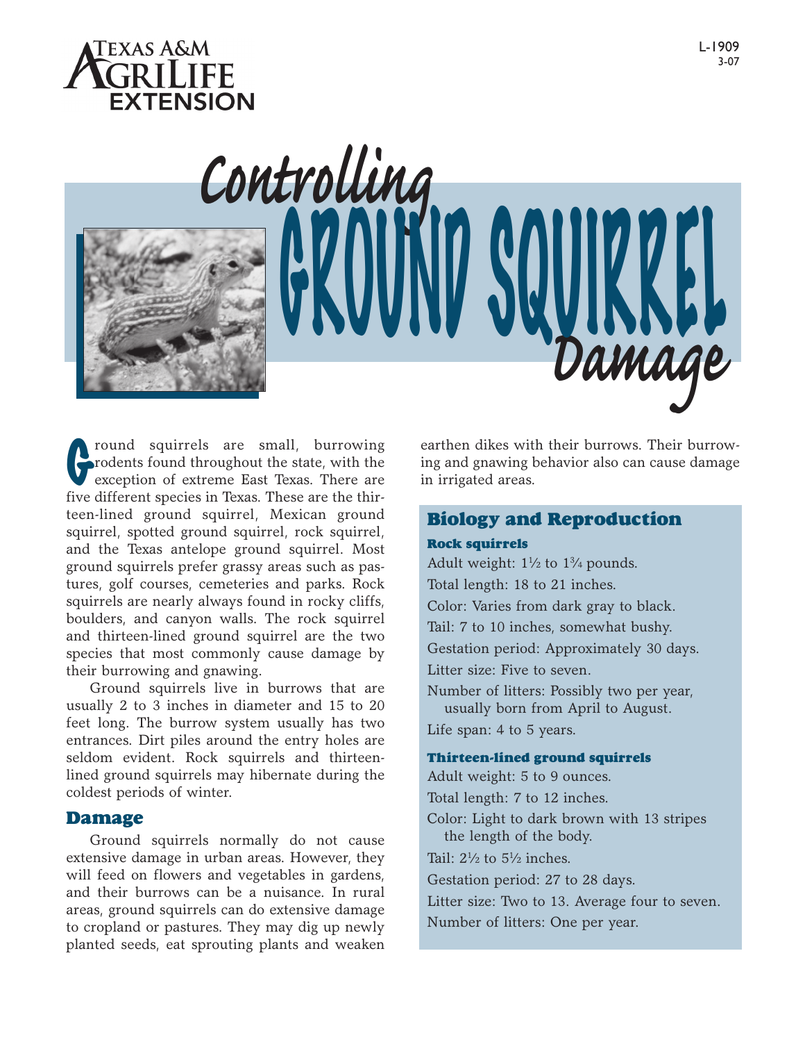Texas A&M AgriLife Extension

L-1909
3-07

# Controlling Ground Squirrel Damage

Ground squirrels are small, burrowing rodents found throughout the state, with the exception of extreme East Texas. There are five different species in Texas. These are the thirteen-lined ground squirrel, Mexican ground squirrel, spotted ground squirrel, rock squirrel, and the Texas antelope ground squirrel. Most ground squirrels prefer grassy areas such as pastures, golf courses, cemeteries and parks. Rock squirrels are nearly always found in rocky cliffs, boulders, and canyon walls. The rock squirrel and thirteen-lined ground squirrel are the two species that most commonly cause damage by their burrowing and gnawing.

Ground squirrels live in burrows that are usually 2 to 3 inches in diameter and 15 to 20 feet long. The burrow system usually has two entrances. Dirt piles around the entry holes are seldom evident. Rock squirrels and thirteen-lined ground squirrels may hibernate during the coldest periods of winter.

## Damage

Ground squirrels normally do not cause extensive damage in urban areas. However, they will feed on flowers and vegetables in gardens, and their burrows can be a nuisance. In rural areas, ground squirrels can do extensive damage to cropland or pastures. They may dig up newly planted seeds, eat sprouting plants and weaken earthen dikes with their burrows. Their burrowing and gnawing behavior also can cause damage in irrigated areas.

## Biology and Reproduction

### Rock squirrels

Adult weight: 1½ to 1¾ pounds.

Total length: 18 to 21 inches.

Color: Varies from dark gray to black.

Tail: 7 to 10 inches, somewhat bushy.

Gestation period: Approximately 30 days.

Litter size: Five to seven.

Number of litters: Possibly two per year, usually born from April to August.

Life span: 4 to 5 years.

### Thirteen-lined ground squirrels

Adult weight: 5 to 9 ounces.

Total length: 7 to 12 inches.

Color: Light to dark brown with 13 stripes the length of the body.

Tail: 2½ to 5½ inches.

Gestation period: 27 to 28 days.

Litter size: Two to 13. Average four to seven.

Number of litters: One per year.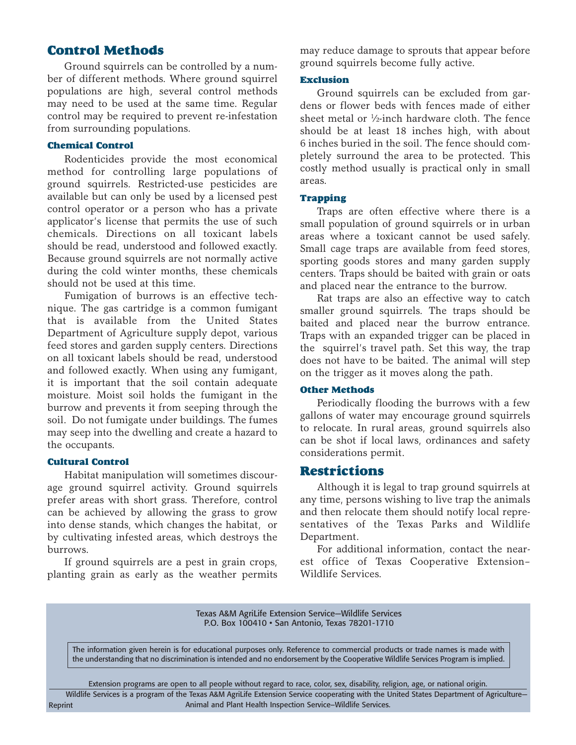## Control Methods

Ground squirrels can be controlled by a number of different methods. Where ground squirrel populations are high, several control methods may need to be used at the same time. Regular control may be required to prevent re-infestation from surrounding populations.

### Chemical Control

Rodenticides provide the most economical method for controlling large populations of ground squirrels. Restricted-use pesticides are available but can only be used by a licensed pest control operator or a person who has a private applicator's license that permits the use of such chemicals. Directions on all toxicant labels should be read, understood and followed exactly. Because ground squirrels are not normally active during the cold winter months, these chemicals should not be used at this time.

Fumigation of burrows is an effective technique. The gas cartridge is a common fumigant that is available from the United States Department of Agriculture supply depot, various feed stores and garden supply centers. Directions on all toxicant labels should be read, understood and followed exactly. When using any fumigant, it is important that the soil contain adequate moisture. Moist soil holds the fumigant in the burrow and prevents it from seeping through the soil. Do not fumigate under buildings. The fumes may seep into the dwelling and create a hazard to the occupants.

### Cultural Control

Habitat manipulation will sometimes discourage ground squirrel activity. Ground squirrels prefer areas with short grass. Therefore, control can be achieved by allowing the grass to grow into dense stands, which changes the habitat, or by cultivating infested areas, which destroys the burrows.

If ground squirrels are a pest in grain crops, planting grain as early as the weather permits may reduce damage to sprouts that appear before ground squirrels become fully active.

### Exclusion

Ground squirrels can be excluded from gardens or flower beds with fences made of either sheet metal or ½-inch hardware cloth. The fence should be at least 18 inches high, with about 6 inches buried in the soil. The fence should completely surround the area to be protected. This costly method usually is practical only in small areas.

### Trapping

Traps are often effective where there is a small population of ground squirrels or in urban areas where a toxicant cannot be used safely. Small cage traps are available from feed stores, sporting goods stores and many garden supply centers. Traps should be baited with grain or oats and placed near the entrance to the burrow.

Rat traps are also an effective way to catch smaller ground squirrels. The traps should be baited and placed near the burrow entrance. Traps with an expanded trigger can be placed in the squirrel's travel path. Set this way, the trap does not have to be baited. The animal will step on the trigger as it moves along the path.

### Other Methods

Periodically flooding the burrows with a few gallons of water may encourage ground squirrels to relocate. In rural areas, ground squirrels also can be shot if local laws, ordinances and safety considerations permit.

## Restrictions

Although it is legal to trap ground squirrels at any time, persons wishing to live trap the animals and then relocate them should notify local representatives of the Texas Parks and Wildlife Department.

For additional information, contact the nearest office of Texas Cooperative Extension–Wildlife Services.

Texas A&M AgriLife Extension Service—Wildlife Services
P.O. Box 100410 • San Antonio, Texas 78201-1710

The information given herein is for educational purposes only. Reference to commercial products or trade names is made with the understanding that no discrimination is intended and no endorsement by the Cooperative Wildlife Services Program is implied.

Extension programs are open to all people without regard to race, color, sex, disability, religion, age, or national origin.

Wildlife Services is a program of the Texas A&M AgriLife Extension Service cooperating with the United States Department of Agriculture—Animal and Plant Health Inspection Service—Wildlife Services.

Reprint